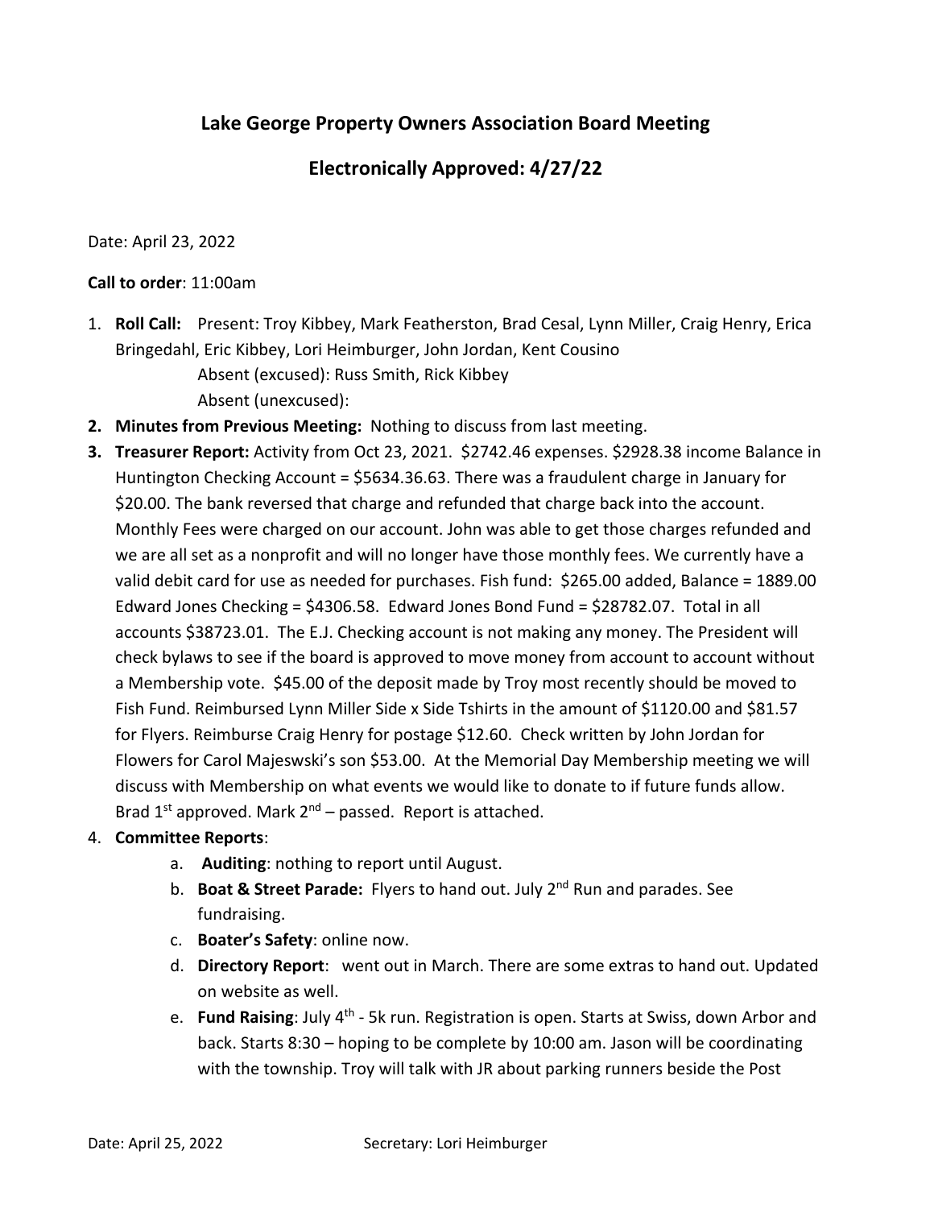## Lake George Property Owners Association Board Meeting

## Electronically Approved: 4/27/22

Date: April 23, 2022

**Call to order**: 11:00am

1. **Roll Call:** Present: Troy Kibbey, Mark Featherston, Brad Cesal, Lynn Miller, Craig Henry, Erica Bringedahl, Eric Kibbey, Lori Heimburger, John Jordan, Kent Cousino
   Absent (excused): Russ Smith, Rick Kibbey
   Absent (unexcused):
2. **Minutes from Previous Meeting:** Nothing to discuss from last meeting.
3. **Treasurer Report:** Activity from Oct 23, 2021. $2742.46 expenses. $2928.38 income Balance in Huntington Checking Account = $5634.36.63. There was a fraudulent charge in January for $20.00. The bank reversed that charge and refunded that charge back into the account. Monthly Fees were charged on our account. John was able to get those charges refunded and we are all set as a nonprofit and will no longer have those monthly fees. We currently have a valid debit card for use as needed for purchases. Fish fund: $265.00 added, Balance = 1889.00 Edward Jones Checking = $4306.58. Edward Jones Bond Fund = $28782.07. Total in all accounts $38723.01. The E.J. Checking account is not making any money. The President will check bylaws to see if the board is approved to move money from account to account without a Membership vote. $45.00 of the deposit made by Troy most recently should be moved to Fish Fund. Reimbursed Lynn Miller Side x Side Tshirts in the amount of $1120.00 and $81.57 for Flyers. Reimburse Craig Henry for postage $12.60. Check written by John Jordan for Flowers for Carol Majeswski's son $53.00. At the Memorial Day Membership meeting we will discuss with Membership on what events we would like to donate to if future funds allow. Brad 1st approved. Mark 2nd – passed. Report is attached.
4. **Committee Reports**:
   a. **Auditing**: nothing to report until August.
   b. **Boat & Street Parade:** Flyers to hand out. July 2nd Run and parades. See fundraising.
   c. **Boater's Safety**: online now.
   d. **Directory Report**: went out in March. There are some extras to hand out. Updated on website as well.
   e. **Fund Raising**: July 4th - 5k run. Registration is open. Starts at Swiss, down Arbor and back. Starts 8:30 – hoping to be complete by 10:00 am. Jason will be coordinating with the township. Troy will talk with JR about parking runners beside the Post

Date: April 25, 2022 Secretary: Lori Heimburger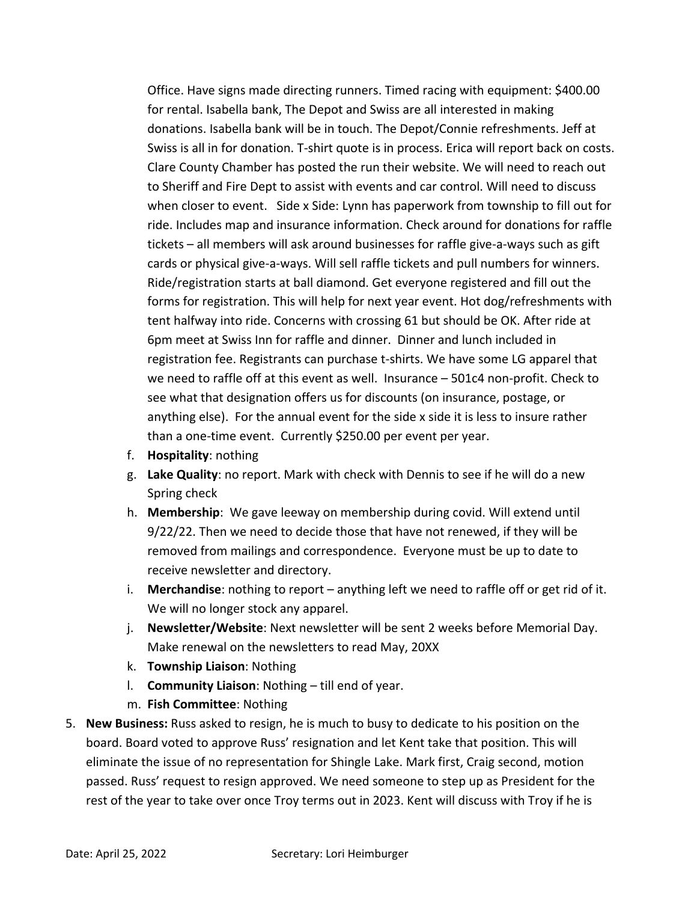Office. Have signs made directing runners. Timed racing with equipment: $400.00 for rental. Isabella bank, The Depot and Swiss are all interested in making donations. Isabella bank will be in touch. The Depot/Connie refreshments. Jeff at Swiss is all in for donation. T-shirt quote is in process. Erica will report back on costs. Clare County Chamber has posted the run their website. We will need to reach out to Sheriff and Fire Dept to assist with events and car control. Will need to discuss when closer to event. Side x Side: Lynn has paperwork from township to fill out for ride. Includes map and insurance information. Check around for donations for raffle tickets – all members will ask around businesses for raffle give-a-ways such as gift cards or physical give-a-ways. Will sell raffle tickets and pull numbers for winners. Ride/registration starts at ball diamond. Get everyone registered and fill out the forms for registration. This will help for next year event. Hot dog/refreshments with tent halfway into ride. Concerns with crossing 61 but should be OK. After ride at 6pm meet at Swiss Inn for raffle and dinner. Dinner and lunch included in registration fee. Registrants can purchase t-shirts. We have some LG apparel that we need to raffle off at this event as well. Insurance – 501c4 non-profit. Check to see what that designation offers us for discounts (on insurance, postage, or anything else). For the annual event for the side x side it is less to insure rather than a one-time event. Currently $250.00 per event per year.

f. **Hospitality**: nothing
g. **Lake Quality**: no report. Mark with check with Dennis to see if he will do a new Spring check
h. **Membership**: We gave leeway on membership during covid. Will extend until 9/22/22. Then we need to decide those that have not renewed, if they will be removed from mailings and correspondence. Everyone must be up to date to receive newsletter and directory.
i. **Merchandise**: nothing to report – anything left we need to raffle off or get rid of it. We will no longer stock any apparel.
j. **Newsletter/Website**: Next newsletter will be sent 2 weeks before Memorial Day. Make renewal on the newsletters to read May, 20XX
k. **Township Liaison**: Nothing
l. **Community Liaison**: Nothing – till end of year.
m. **Fish Committee**: Nothing

5. **New Business:** Russ asked to resign, he is much to busy to dedicate to his position on the board. Board voted to approve Russ' resignation and let Kent take that position. This will eliminate the issue of no representation for Shingle Lake. Mark first, Craig second, motion passed. Russ' request to resign approved. We need someone to step up as President for the rest of the year to take over once Troy terms out in 2023. Kent will discuss with Troy if he is

Date: April 25, 2022 Secretary: Lori Heimburger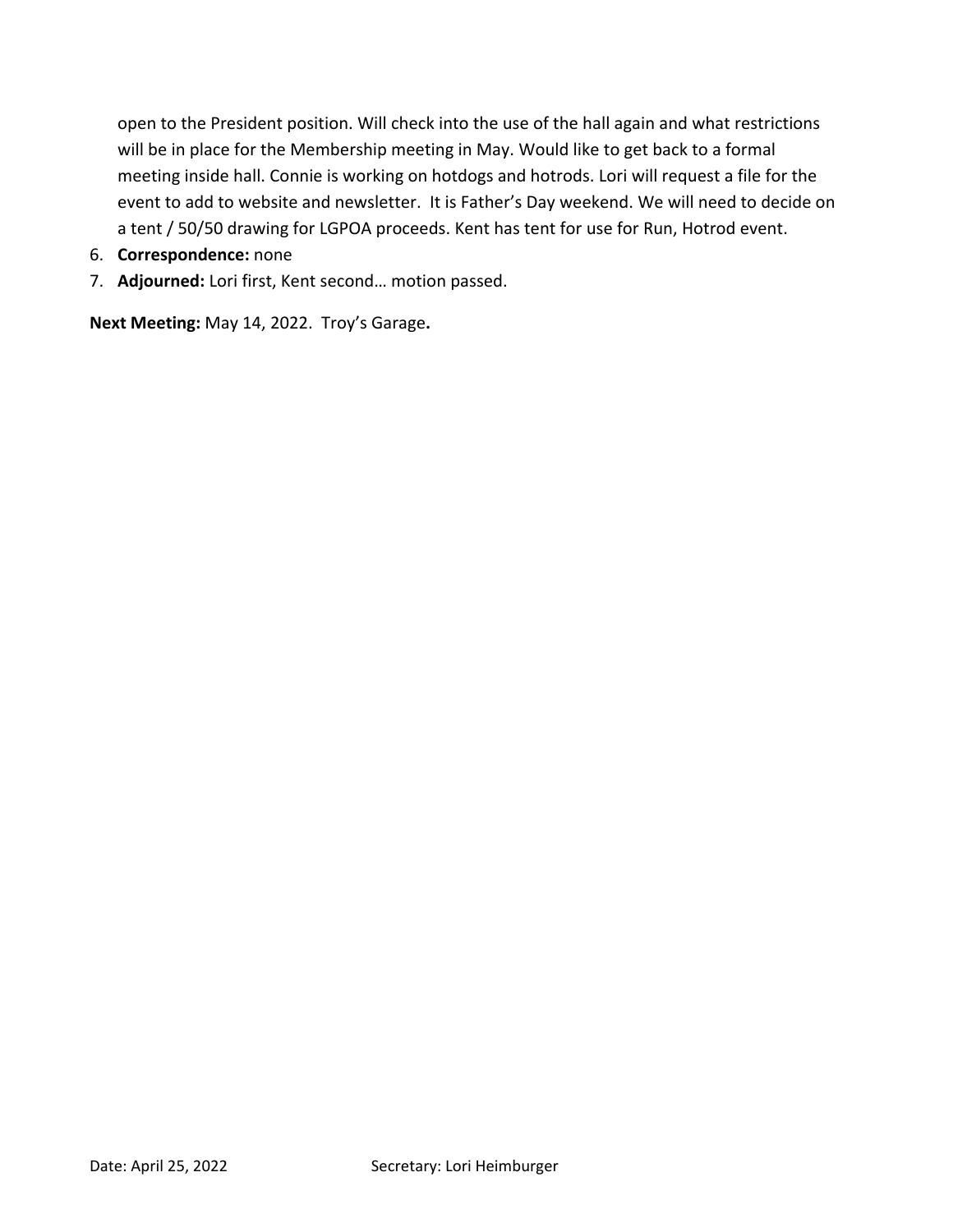open to the President position. Will check into the use of the hall again and what restrictions will be in place for the Membership meeting in May. Would like to get back to a formal meeting inside hall. Connie is working on hotdogs and hotrods. Lori will request a file for the event to add to website and newsletter.  It is Father's Day weekend. We will need to decide on a tent / 50/50 drawing for LGPOA proceeds. Kent has tent for use for Run, Hotrod event.

6. **Correspondence:** none
7. **Adjourned:** Lori first, Kent second… motion passed.

**Next Meeting:** May 14, 2022.  Troy's Garage**.**

Date: April 25, 2022 Secretary: Lori Heimburger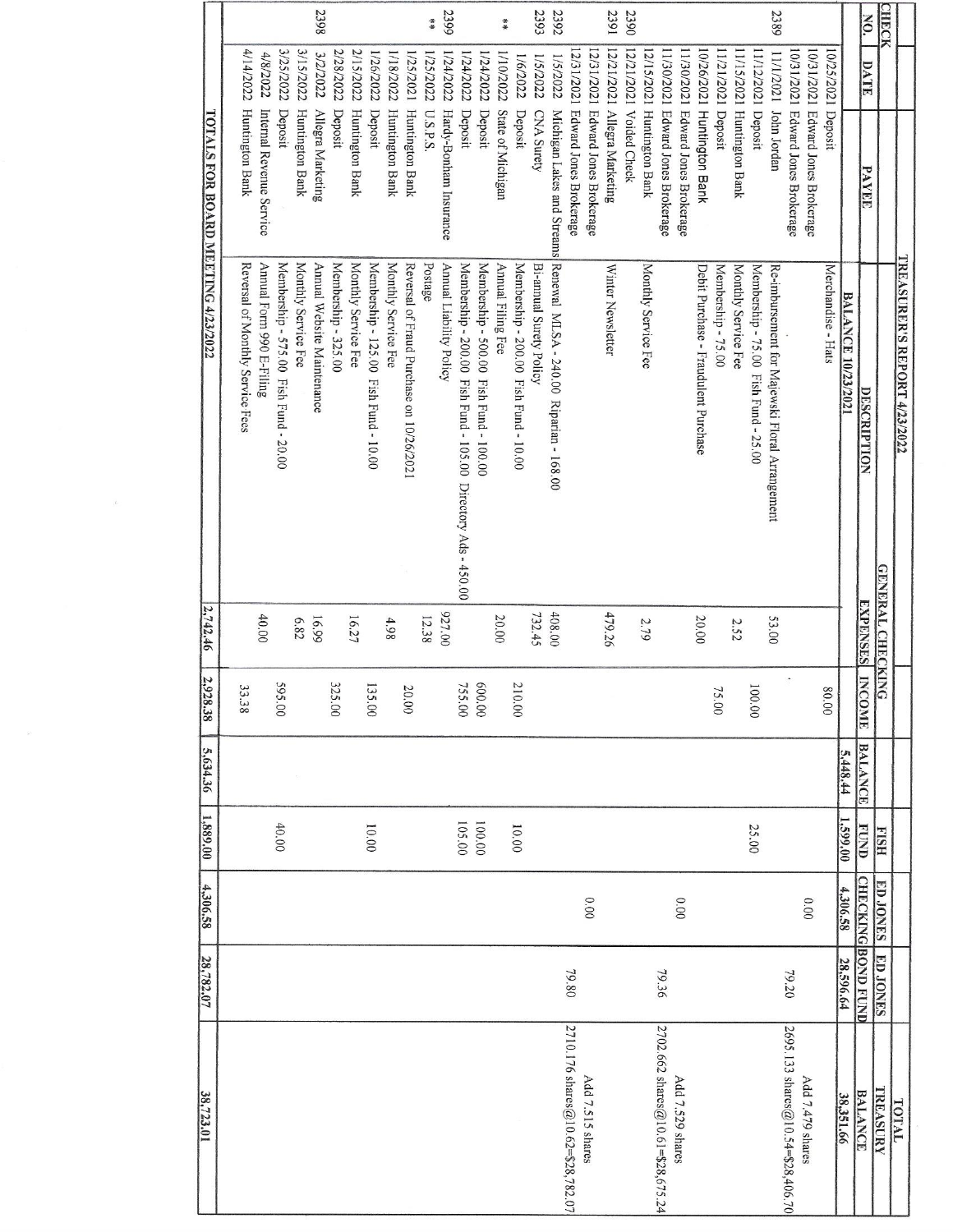# TREASURER'S REPORT 4/23/2022

| CHECK NO. | DATE | PAYEE | DESCRIPTION | GENERAL CHECKING EXPENSES | GENERAL CHECKING INCOME | GENERAL CHECKING BALANCE | FISH FUND | ED JONES CHECKING | ED JONES BOND FUND | TOTAL TREASURY BALANCE |
|---|---|---|---|---|---|---|---|---|---|---|
| | | | BALANCE 10/23/2021 | | | 5,448.44 | 1,599.00 | 4,306.58 | 28,596.64 | 38,351.66 |
| | 10/25/2021 | Deposit | Merchandise - Hats | | 80.00 | | | | | |
| | 10/31/2021 | Edward Jones Brokerage | | | | | | 0.00 | | Add 7.479 shares |
| | 10/31/2021 | Edward Jones Brokerage | | | | | | | 79.20 | 2695.133 shares@10.54=$28,406.70 |
| 2389 | 11/1/2021 | John Jordan | Re-imbursement for Majewski Floral Arrangement | 53.00 | | | | | | |
| | 11/12/2021 | Deposit | Membership - 75.00 Fish Fund - 25.00 | | 100.00 | | 25.00 | | | |
| | 11/15/2021 | Huntington Bank | Monthly Service Fee | 2.52 | | | | | | |
| | 11/21/2021 | Deposit | Membership - 75.00 | | 75.00 | | | | | |
| | 10/26/2021 | Huntington Bank | Debit Purchase - Fraudulent Purchase | 20.00 | | | | | | |
| | 11/30/2021 | Edward Jones Brokerage | | | | | | 0.00 | | Add 7.529 shares |
| | 11/30/2021 | Edward Jones Brokerage | | | | | | | 79.36 | 2702.662 shares@10.61=$28,675.24 |
| | 12/15/2021 | Huntington Bank | Monthly Service Fee | 2.79 | | | | | | |
| 2390 | 12/21/2021 | Voided Check | | | | | | | | |
| 2391 | 12/21/2021 | Allegra Marketing | Winter Newsletter | 479.26 | | | | | | |
| | 12/31/2021 | Edward Jones Brokerage | | | | | | 0.00 | | Add 7.515 shares |
| | 12/31/2021 | Edward Jones Brokerage | | | | | | | 79.80 | 2710.176 shares@10.62=$28,782.07 |
| 2392 | 1/5/2022 | Michigan Lakes and Streams | Renewal MLSA - 240.00 Riparian - 168.00 | 408.00 | | | | | | |
| 2393 | 1/5/2022 | CNA Surety | Bi-annual Surety Policy | 732.45 | | | | | | |
| | 1/6/2022 | Deposit | Membership - 200.00 Fish Fund - 10.00 | | 210.00 | | 10.00 | | | |
| ** | 1/10/2022 | State of Michigan | Annual Filing Fee | 20.00 | | | | | | |
| | 1/24/2022 | Deposit | Membership - 500.00 Fish Fund - 100.00 | | 600.00 | | 100.00 | | | |
| | 1/24/2022 | Deposit | Membership - 200.00 Fish Fund - 105.00 Directory Ads - 450.00 | | 755.00 | | 105.00 | | | |
| 2399 | 1/24/2022 | Hardy-Bonham Insurance | Annual Liability Policy | 927.00 | | | | | | |
| ** | 1/25/2022 | U.S.P.S. | Postage | 12.38 | | | | | | |
| | 1/25/2021 | Huntington Bank | Reversal of Fraud Purchase on 10/26/2021 | | 20.00 | | | | | |
| | 1/18/2022 | Huntington Bank | Monthly Service Fee | 4.98 | | | | | | |
| | 1/26/2022 | Deposit | Membership - 125.00 Fish Fund - 10.00 | | 135.00 | | 10.00 | | | |
| | 2/15/2022 | Huntington Bank | Monthly Service Fee | 16.27 | | | | | | |
| | 2/28/2022 | Deposit | Membership - 325.00 | | 325.00 | | | | | |
| 2398 | 3/2/2022 | Allegra Marketing | Annual Website Maintenance | 16.99 | | | | | | |
| | 3/15/2022 | Huntington Bank | Monthly Service Fee | 6.82 | | | | | | |
| | 3/25/2022 | Deposit | Membership - 575.00 Fish Fund - 20.00 | | 595.00 | | 40.00 | | | |
| | 4/8/2022 | Internal Revenue Service | Annual Form 990 E-Filing | 40.00 | | | | | | |
| | 4/14/2022 | Huntington Bank | Reversal of Monthly Service Fees | | 33.38 | | | | | |
| | | TOTALS FOR BOARD MEETING 4/23/2022 | | 2,742.46 | 2,928.38 | 5,634.36 | 1,889.00 | 4,306.58 | 28,782.07 | 38,723.01 |